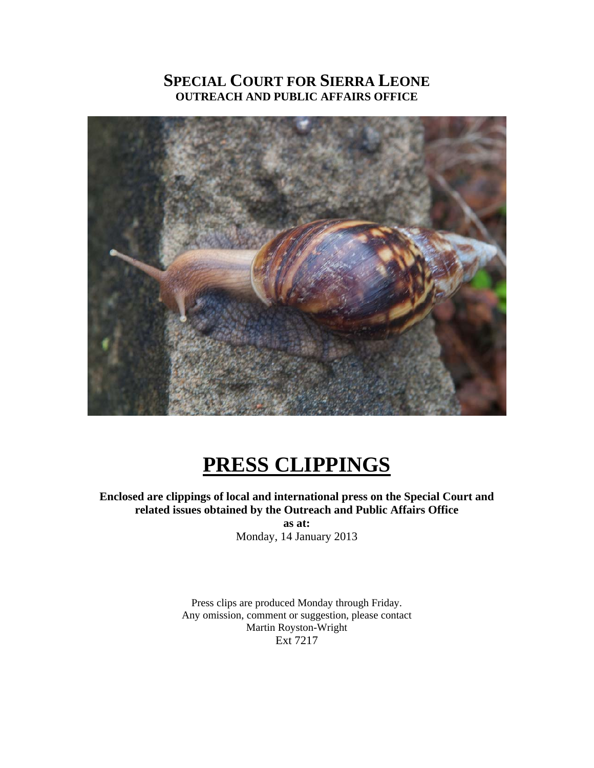# SPECIAL COURT FOR SIERRA LEONE
## OUTREACH AND PUBLIC AFFAIRS OFFICE

# PRESS CLIPPINGS

**Enclosed are clippings of local and international press on the Special Court and related issues obtained by the Outreach and Public Affairs Office**

**as at:**

Monday, 14 January 2013

Press clips are produced Monday through Friday.
Any omission, comment or suggestion, please contact
Martin Royston-Wright
Ext 7217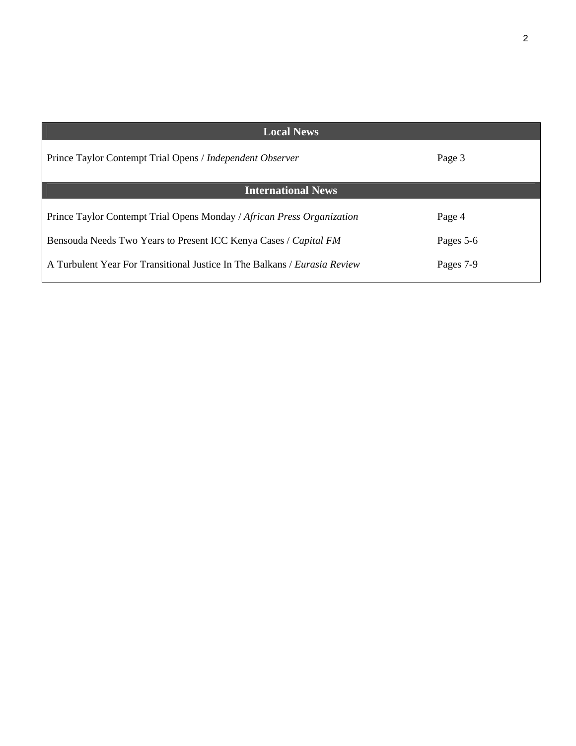## Local News

| | |
|---|---|
| Prince Taylor Contempt Trial Opens / *Independent Observer* | Page 3 |

## International News

| | |
|---|---|
| Prince Taylor Contempt Trial Opens Monday / *African Press Organization* | Page 4 |
| Bensouda Needs Two Years to Present ICC Kenya Cases / *Capital FM* | Pages 5-6 |
| A Turbulent Year For Transitional Justice In The Balkans / *Eurasia Review* | Pages 7-9 |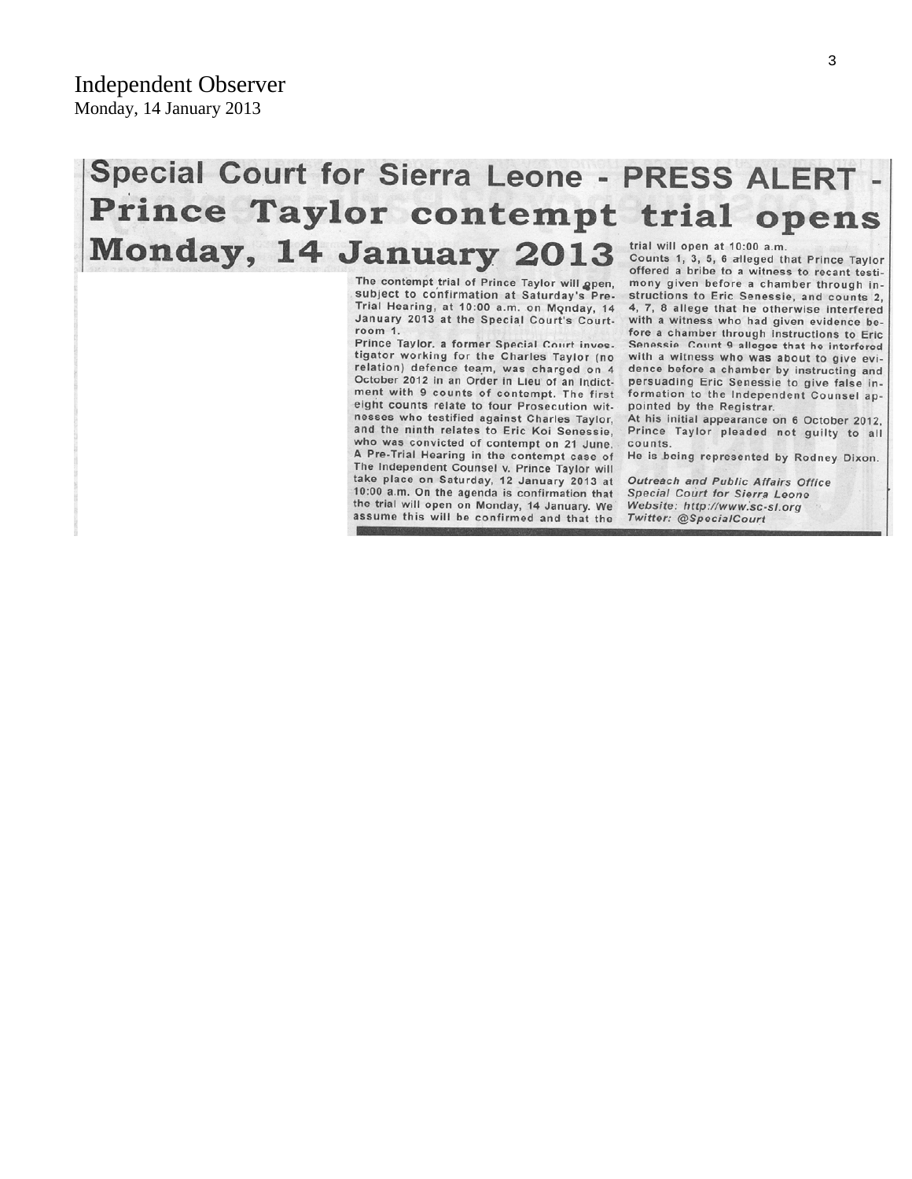Independent Observer
Monday, 14 January 2013

# Special Court for Sierra Leone - PRESS ALERT - Prince Taylor contempt trial opens Monday, 14 January 2013

The contempt trial of Prince Taylor will open, subject to confirmation at Saturday's Pre-Trial Hearing, at 10:00 a.m. on Monday, 14 January 2013 at the Special Court's Courtroom 1.

Prince Taylor, a former Special Court investigator working for the Charles Taylor (no relation) defence team, was charged on 4 October 2012 in an Order in Lieu of an Indictment with 9 counts of contempt. The first eight counts relate to four Prosecution witnesses who testified against Charles Taylor, and the ninth relates to Eric Koi Senessie, who was convicted of contempt on 21 June.

A Pre-Trial Hearing in the contempt case of The Independent Counsel v. Prince Taylor will take place on Saturday, 12 January 2013 at 10:00 a.m. On the agenda is confirmation that the trial will open on Monday, 14 January. We assume this will be confirmed and that the trial will open at 10:00 a.m.

Counts 1, 3, 5, 6 alleged that Prince Taylor offered a bribe to a witness to recant testimony given before a chamber through instructions to Eric Senessie, and counts 2, 4, 7, 8 allege that he otherwise interfered with a witness who had given evidence before a chamber through instructions to Eric Senessie. Count 9 alleges that he interfered with a witness who was about to give evidence before a chamber by instructing and persuading Eric Senessie to give false information to the Independent Counsel appointed by the Registrar.

At his initial appearance on 6 October 2012, Prince Taylor pleaded not guilty to all counts.

He is being represented by Rodney Dixon.

*Outreach and Public Affairs Office*
*Special Court for Sierra Leone*
*Website: http://www.sc-sl.org*
*Twitter: @SpecialCourt*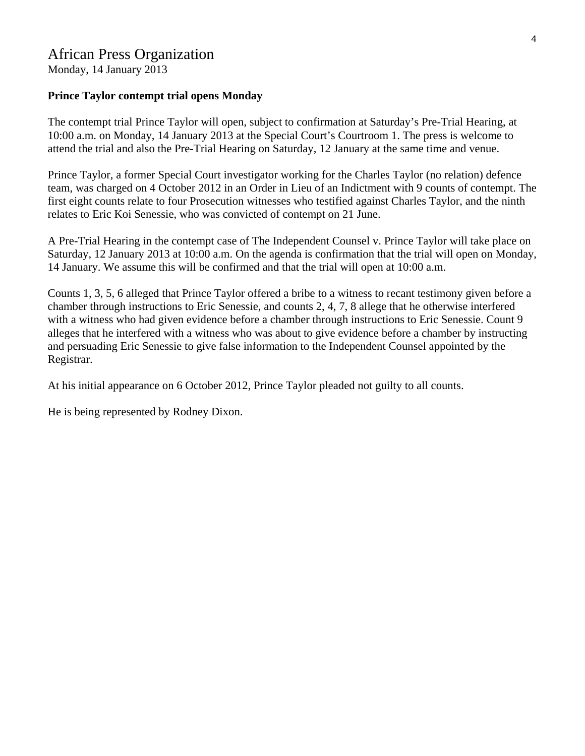# African Press Organization

Monday, 14 January 2013

**Prince Taylor contempt trial opens Monday**

The contempt trial Prince Taylor will open, subject to confirmation at Saturday's Pre-Trial Hearing, at 10:00 a.m. on Monday, 14 January 2013 at the Special Court's Courtroom 1. The press is welcome to attend the trial and also the Pre-Trial Hearing on Saturday, 12 January at the same time and venue.

Prince Taylor, a former Special Court investigator working for the Charles Taylor (no relation) defence team, was charged on 4 October 2012 in an Order in Lieu of an Indictment with 9 counts of contempt. The first eight counts relate to four Prosecution witnesses who testified against Charles Taylor, and the ninth relates to Eric Koi Senessie, who was convicted of contempt on 21 June.

A Pre-Trial Hearing in the contempt case of The Independent Counsel v. Prince Taylor will take place on Saturday, 12 January 2013 at 10:00 a.m. On the agenda is confirmation that the trial will open on Monday, 14 January. We assume this will be confirmed and that the trial will open at 10:00 a.m.

Counts 1, 3, 5, 6 alleged that Prince Taylor offered a bribe to a witness to recant testimony given before a chamber through instructions to Eric Senessie, and counts 2, 4, 7, 8 allege that he otherwise interfered with a witness who had given evidence before a chamber through instructions to Eric Senessie. Count 9 alleges that he interfered with a witness who was about to give evidence before a chamber by instructing and persuading Eric Senessie to give false information to the Independent Counsel appointed by the Registrar.

At his initial appearance on 6 October 2012, Prince Taylor pleaded not guilty to all counts.

He is being represented by Rodney Dixon.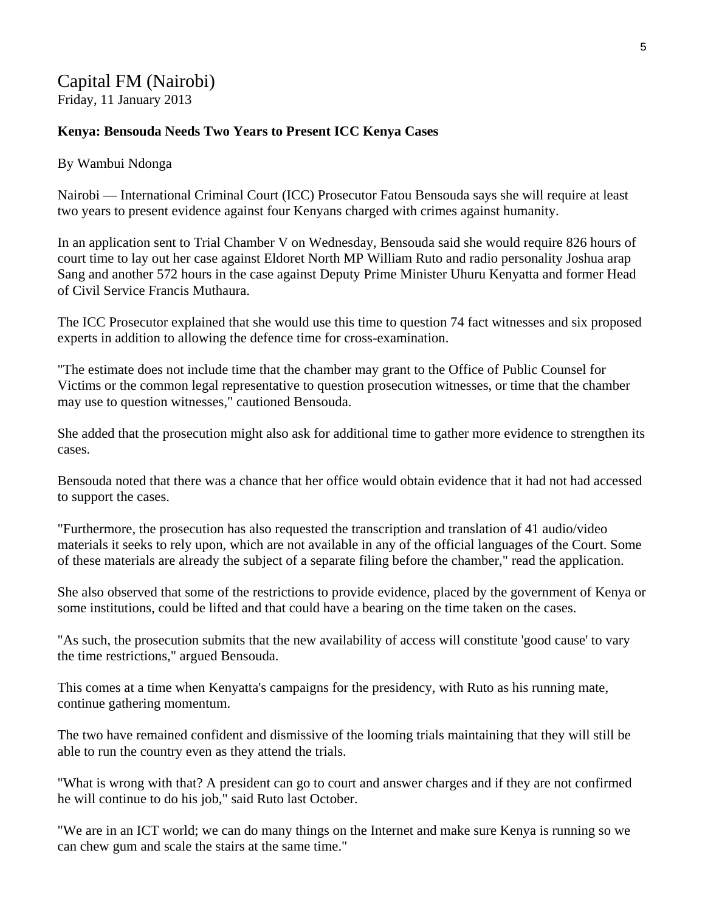# Capital FM (Nairobi)

Friday, 11 January 2013

**Kenya: Bensouda Needs Two Years to Present ICC Kenya Cases**

By Wambui Ndonga

Nairobi — International Criminal Court (ICC) Prosecutor Fatou Bensouda says she will require at least two years to present evidence against four Kenyans charged with crimes against humanity.

In an application sent to Trial Chamber V on Wednesday, Bensouda said she would require 826 hours of court time to lay out her case against Eldoret North MP William Ruto and radio personality Joshua arap Sang and another 572 hours in the case against Deputy Prime Minister Uhuru Kenyatta and former Head of Civil Service Francis Muthaura.

The ICC Prosecutor explained that she would use this time to question 74 fact witnesses and six proposed experts in addition to allowing the defence time for cross-examination.

"The estimate does not include time that the chamber may grant to the Office of Public Counsel for Victims or the common legal representative to question prosecution witnesses, or time that the chamber may use to question witnesses," cautioned Bensouda.

She added that the prosecution might also ask for additional time to gather more evidence to strengthen its cases.

Bensouda noted that there was a chance that her office would obtain evidence that it had not had accessed to support the cases.

"Furthermore, the prosecution has also requested the transcription and translation of 41 audio/video materials it seeks to rely upon, which are not available in any of the official languages of the Court. Some of these materials are already the subject of a separate filing before the chamber," read the application.

She also observed that some of the restrictions to provide evidence, placed by the government of Kenya or some institutions, could be lifted and that could have a bearing on the time taken on the cases.

"As such, the prosecution submits that the new availability of access will constitute 'good cause' to vary the time restrictions," argued Bensouda.

This comes at a time when Kenyatta's campaigns for the presidency, with Ruto as his running mate, continue gathering momentum.

The two have remained confident and dismissive of the looming trials maintaining that they will still be able to run the country even as they attend the trials.

"What is wrong with that? A president can go to court and answer charges and if they are not confirmed he will continue to do his job," said Ruto last October.

"We are in an ICT world; we can do many things on the Internet and make sure Kenya is running so we can chew gum and scale the stairs at the same time."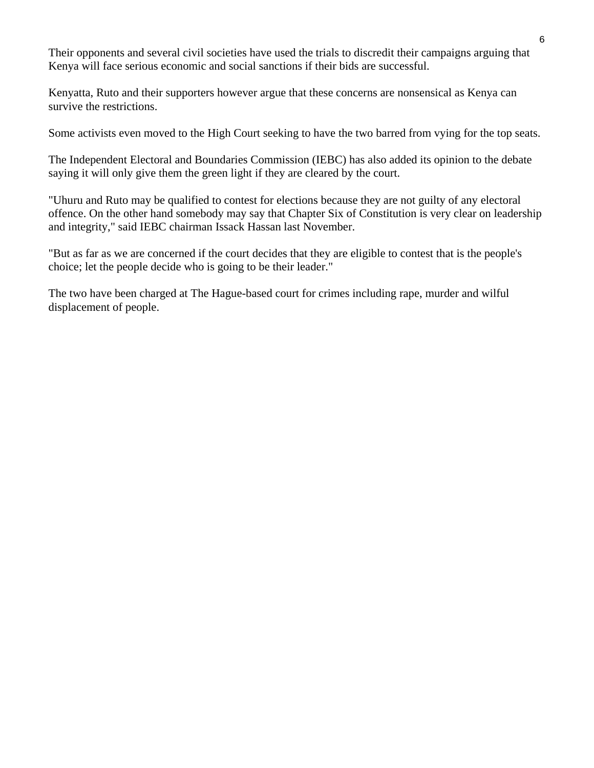Their opponents and several civil societies have used the trials to discredit their campaigns arguing that Kenya will face serious economic and social sanctions if their bids are successful.

Kenyatta, Ruto and their supporters however argue that these concerns are nonsensical as Kenya can survive the restrictions.

Some activists even moved to the High Court seeking to have the two barred from vying for the top seats.

The Independent Electoral and Boundaries Commission (IEBC) has also added its opinion to the debate saying it will only give them the green light if they are cleared by the court.

"Uhuru and Ruto may be qualified to contest for elections because they are not guilty of any electoral offence. On the other hand somebody may say that Chapter Six of Constitution is very clear on leadership and integrity," said IEBC chairman Issack Hassan last November.

"But as far as we are concerned if the court decides that they are eligible to contest that is the people's choice; let the people decide who is going to be their leader."

The two have been charged at The Hague-based court for crimes including rape, murder and wilful displacement of people.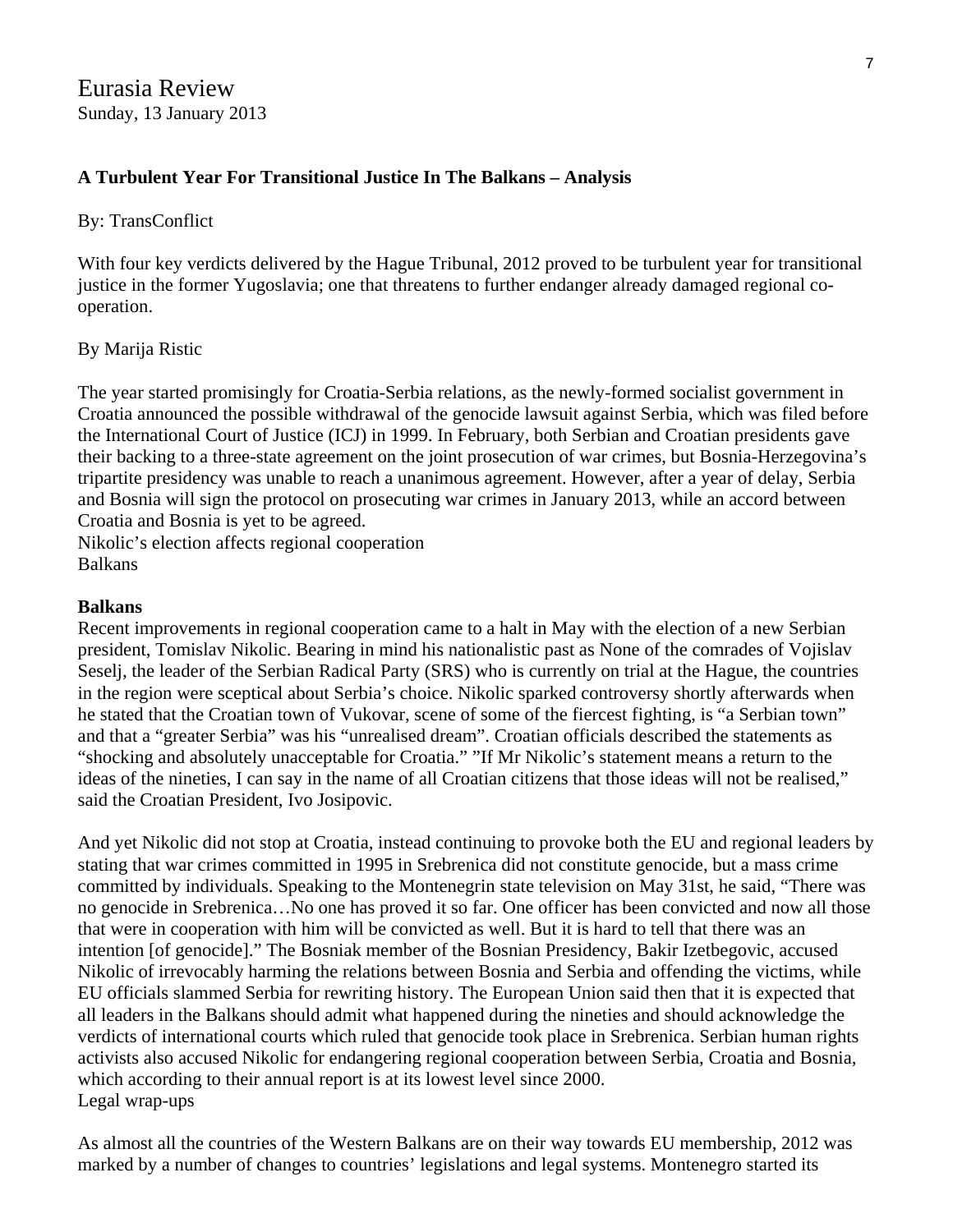# Eurasia Review

Sunday, 13 January 2013

**A Turbulent Year For Transitional Justice In The Balkans – Analysis**

By: TransConflict

With four key verdicts delivered by the Hague Tribunal, 2012 proved to be turbulent year for transitional justice in the former Yugoslavia; one that threatens to further endanger already damaged regional co-operation.

By Marija Ristic

The year started promisingly for Croatia-Serbia relations, as the newly-formed socialist government in Croatia announced the possible withdrawal of the genocide lawsuit against Serbia, which was filed before the International Court of Justice (ICJ) in 1999. In February, both Serbian and Croatian presidents gave their backing to a three-state agreement on the joint prosecution of war crimes, but Bosnia-Herzegovina's tripartite presidency was unable to reach a unanimous agreement. However, after a year of delay, Serbia and Bosnia will sign the protocol on prosecuting war crimes in January 2013, while an accord between Croatia and Bosnia is yet to be agreed.
Nikolic's election affects regional cooperation
Balkans

**Balkans**

Recent improvements in regional cooperation came to a halt in May with the election of a new Serbian president, Tomislav Nikolic. Bearing in mind his nationalistic past as None of the comrades of Vojislav Seselj, the leader of the Serbian Radical Party (SRS) who is currently on trial at the Hague, the countries in the region were sceptical about Serbia's choice. Nikolic sparked controversy shortly afterwards when he stated that the Croatian town of Vukovar, scene of some of the fiercest fighting, is "a Serbian town" and that a "greater Serbia" was his "unrealised dream". Croatian officials described the statements as "shocking and absolutely unacceptable for Croatia." "If Mr Nikolic's statement means a return to the ideas of the nineties, I can say in the name of all Croatian citizens that those ideas will not be realised," said the Croatian President, Ivo Josipovic.

And yet Nikolic did not stop at Croatia, instead continuing to provoke both the EU and regional leaders by stating that war crimes committed in 1995 in Srebrenica did not constitute genocide, but a mass crime committed by individuals. Speaking to the Montenegrin state television on May 31st, he said, "There was no genocide in Srebrenica…No one has proved it so far. One officer has been convicted and now all those that were in cooperation with him will be convicted as well. But it is hard to tell that there was an intention [of genocide]." The Bosniak member of the Bosnian Presidency, Bakir Izetbegovic, accused Nikolic of irrevocably harming the relations between Bosnia and Serbia and offending the victims, while EU officials slammed Serbia for rewriting history. The European Union said then that it is expected that all leaders in the Balkans should admit what happened during the nineties and should acknowledge the verdicts of international courts which ruled that genocide took place in Srebrenica. Serbian human rights activists also accused Nikolic for endangering regional cooperation between Serbia, Croatia and Bosnia, which according to their annual report is at its lowest level since 2000.
Legal wrap-ups

As almost all the countries of the Western Balkans are on their way towards EU membership, 2012 was marked by a number of changes to countries' legislations and legal systems. Montenegro started its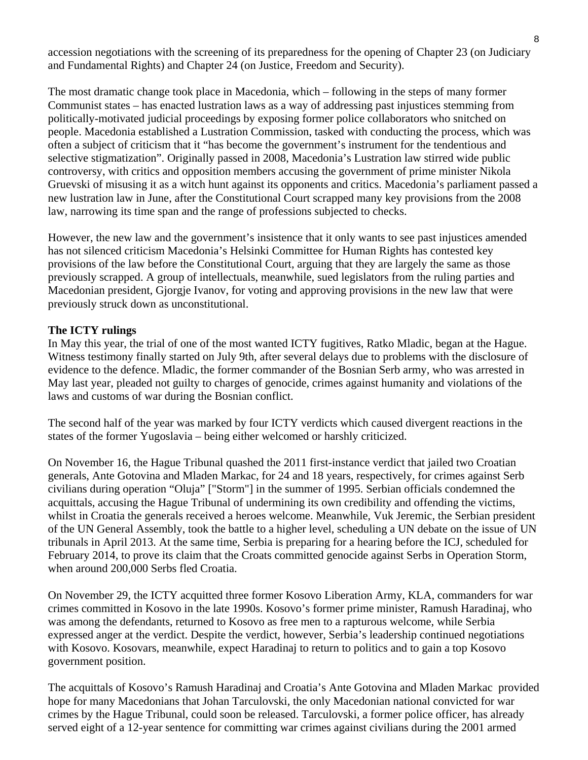accession negotiations with the screening of its preparedness for the opening of Chapter 23 (on Judiciary and Fundamental Rights) and Chapter 24 (on Justice, Freedom and Security).

The most dramatic change took place in Macedonia, which – following in the steps of many former Communist states – has enacted lustration laws as a way of addressing past injustices stemming from politically-motivated judicial proceedings by exposing former police collaborators who snitched on people. Macedonia established a Lustration Commission, tasked with conducting the process, which was often a subject of criticism that it "has become the government's instrument for the tendentious and selective stigmatization". Originally passed in 2008, Macedonia's Lustration law stirred wide public controversy, with critics and opposition members accusing the government of prime minister Nikola Gruevski of misusing it as a witch hunt against its opponents and critics. Macedonia's parliament passed a new lustration law in June, after the Constitutional Court scrapped many key provisions from the 2008 law, narrowing its time span and the range of professions subjected to checks.

However, the new law and the government's insistence that it only wants to see past injustices amended has not silenced criticism Macedonia's Helsinki Committee for Human Rights has contested key provisions of the law before the Constitutional Court, arguing that they are largely the same as those previously scrapped. A group of intellectuals, meanwhile, sued legislators from the ruling parties and Macedonian president, Gjorgje Ivanov, for voting and approving provisions in the new law that were previously struck down as unconstitutional.

**The ICTY rulings**

In May this year, the trial of one of the most wanted ICTY fugitives, Ratko Mladic, began at the Hague. Witness testimony finally started on July 9th, after several delays due to problems with the disclosure of evidence to the defence. Mladic, the former commander of the Bosnian Serb army, who was arrested in May last year, pleaded not guilty to charges of genocide, crimes against humanity and violations of the laws and customs of war during the Bosnian conflict.

The second half of the year was marked by four ICTY verdicts which caused divergent reactions in the states of the former Yugoslavia – being either welcomed or harshly criticized.

On November 16, the Hague Tribunal quashed the 2011 first-instance verdict that jailed two Croatian generals, Ante Gotovina and Mladen Markac, for 24 and 18 years, respectively, for crimes against Serb civilians during operation "Oluja" ["Storm"] in the summer of 1995. Serbian officials condemned the acquittals, accusing the Hague Tribunal of undermining its own credibility and offending the victims, whilst in Croatia the generals received a heroes welcome. Meanwhile, Vuk Jeremic, the Serbian president of the UN General Assembly, took the battle to a higher level, scheduling a UN debate on the issue of UN tribunals in April 2013. At the same time, Serbia is preparing for a hearing before the ICJ, scheduled for February 2014, to prove its claim that the Croats committed genocide against Serbs in Operation Storm, when around 200,000 Serbs fled Croatia.

On November 29, the ICTY acquitted three former Kosovo Liberation Army, KLA, commanders for war crimes committed in Kosovo in the late 1990s. Kosovo's former prime minister, Ramush Haradinaj, who was among the defendants, returned to Kosovo as free men to a rapturous welcome, while Serbia expressed anger at the verdict. Despite the verdict, however, Serbia's leadership continued negotiations with Kosovo. Kosovars, meanwhile, expect Haradinaj to return to politics and to gain a top Kosovo government position.

The acquittals of Kosovo's Ramush Haradinaj and Croatia's Ante Gotovina and Mladen Markac provided hope for many Macedonians that Johan Tarculovski, the only Macedonian national convicted for war crimes by the Hague Tribunal, could soon be released. Tarculovski, a former police officer, has already served eight of a 12-year sentence for committing war crimes against civilians during the 2001 armed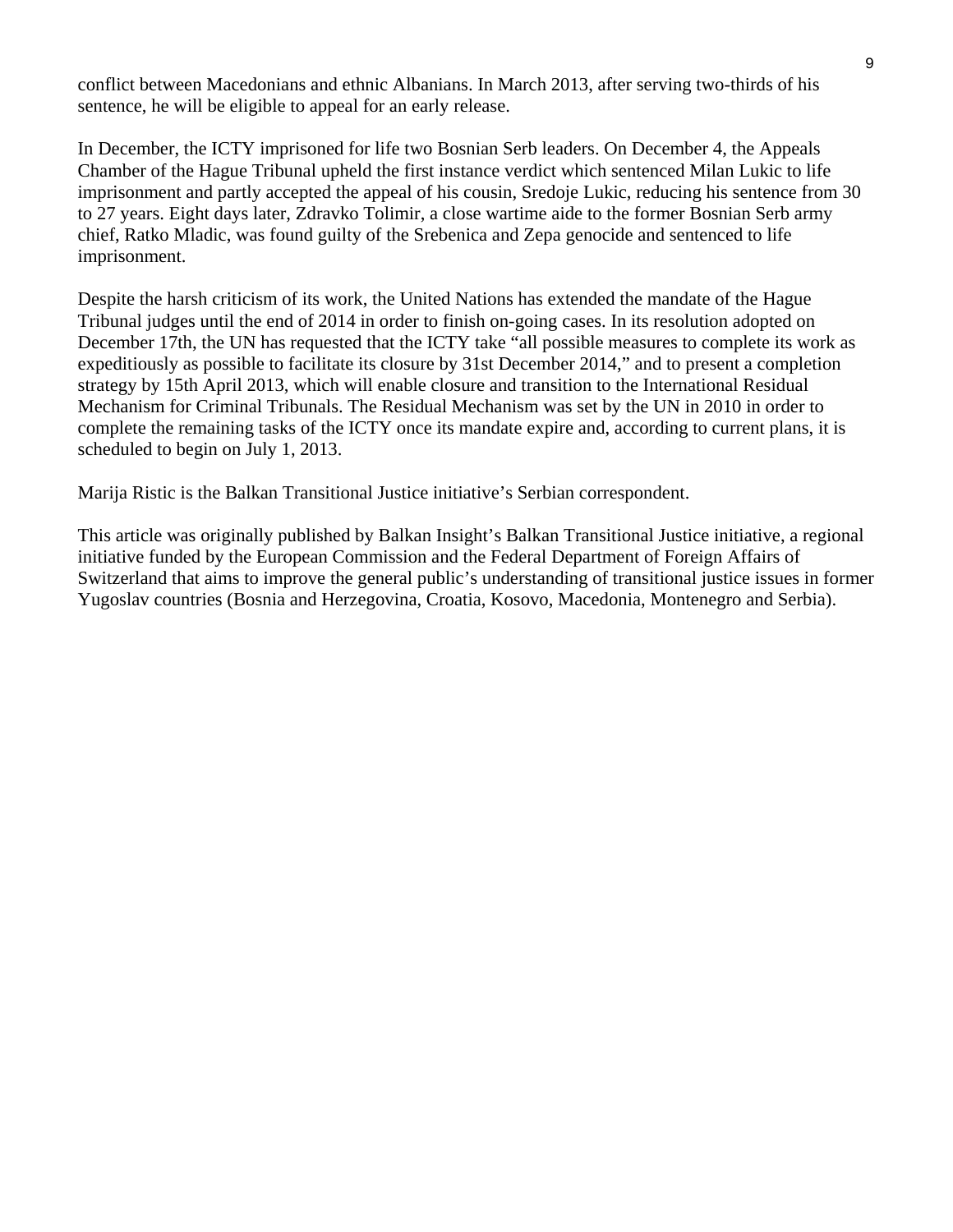conflict between Macedonians and ethnic Albanians. In March 2013, after serving two-thirds of his sentence, he will be eligible to appeal for an early release.

In December, the ICTY imprisoned for life two Bosnian Serb leaders. On December 4, the Appeals Chamber of the Hague Tribunal upheld the first instance verdict which sentenced Milan Lukic to life imprisonment and partly accepted the appeal of his cousin, Sredoje Lukic, reducing his sentence from 30 to 27 years. Eight days later, Zdravko Tolimir, a close wartime aide to the former Bosnian Serb army chief, Ratko Mladic, was found guilty of the Srebenica and Zepa genocide and sentenced to life imprisonment.

Despite the harsh criticism of its work, the United Nations has extended the mandate of the Hague Tribunal judges until the end of 2014 in order to finish on-going cases. In its resolution adopted on December 17th, the UN has requested that the ICTY take "all possible measures to complete its work as expeditiously as possible to facilitate its closure by 31st December 2014," and to present a completion strategy by 15th April 2013, which will enable closure and transition to the International Residual Mechanism for Criminal Tribunals. The Residual Mechanism was set by the UN in 2010 in order to complete the remaining tasks of the ICTY once its mandate expire and, according to current plans, it is scheduled to begin on July 1, 2013.

Marija Ristic is the Balkan Transitional Justice initiative's Serbian correspondent.

This article was originally published by Balkan Insight's Balkan Transitional Justice initiative, a regional initiative funded by the European Commission and the Federal Department of Foreign Affairs of Switzerland that aims to improve the general public's understanding of transitional justice issues in former Yugoslav countries (Bosnia and Herzegovina, Croatia, Kosovo, Macedonia, Montenegro and Serbia).